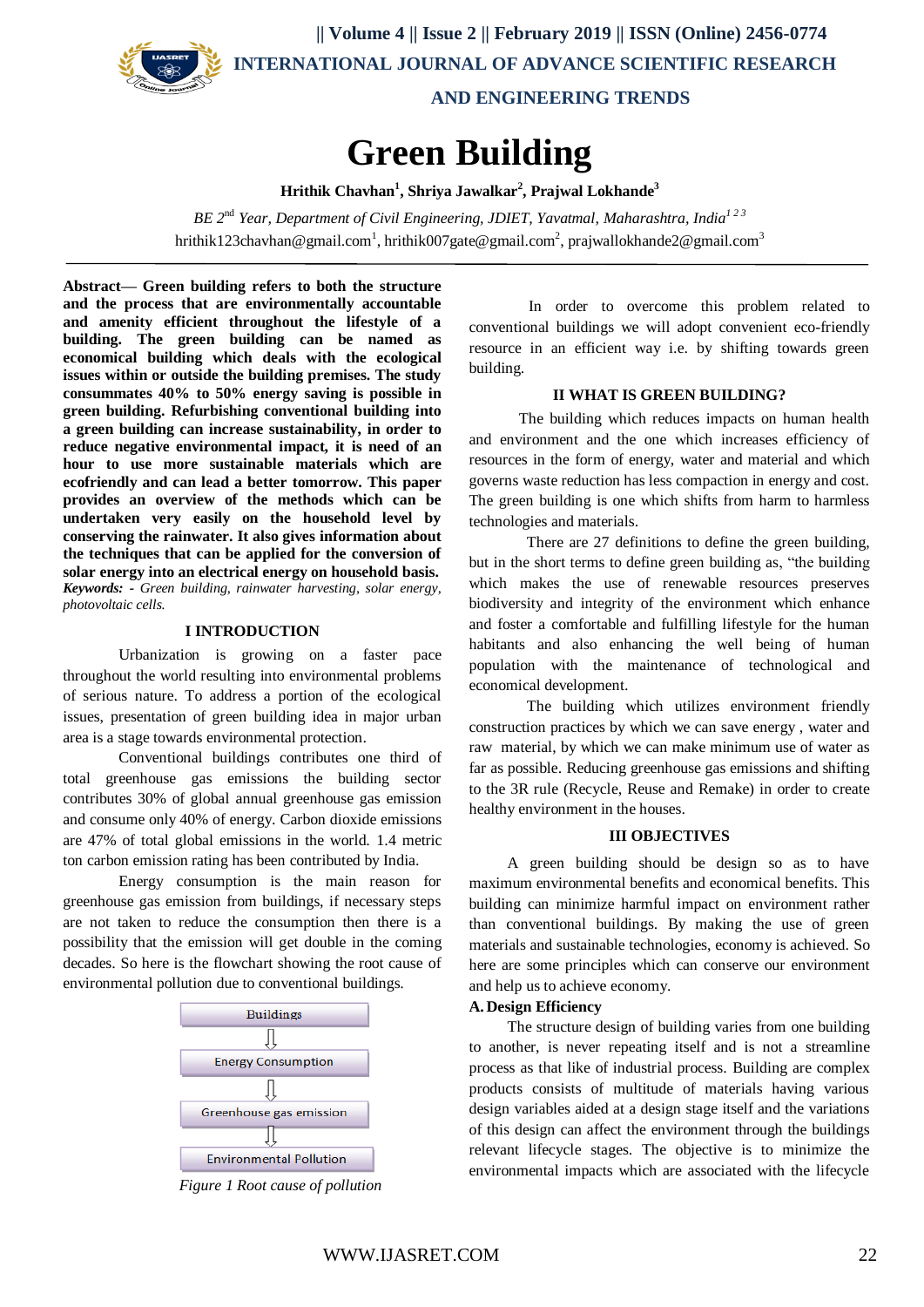# Green Building

**Hrithik Chavhan[1], Shriya Jawalkar[2], Prajwal Lokhande[3]**

*BE 2nd Year, Department of Civil Engineering, JDIET, Yavatmal, Maharashtra, India[1 2 3]*

hrithik123chavhan@gmail.com[1], hrithik007gate@gmail.com[2], prajwallokhande2@gmail.com[3]

**Abstract— Green building refers to both the structure and the process that are environmentally accountable and amenity efficient throughout the lifestyle of a building. The green building can be named as economical building which deals with the ecological issues within or outside the building premises. The study consummates 40% to 50% energy saving is possible in green building. Refurbishing conventional building into a green building can increase sustainability, in order to reduce negative environmental impact, it is need of an hour to use more sustainable materials which are ecofriendly and can lead a better tomorrow. This paper provides an overview of the methods which can be undertaken very easily on the household level by conserving the rainwater. It also gives information about the techniques that can be applied for the conversion of solar energy into an electrical energy on household basis.**

***Keywords: -** Green building, rainwater harvesting, solar energy, photovoltaic cells.*

## I INTRODUCTION

Urbanization is growing on a faster pace throughout the world resulting into environmental problems of serious nature. To address a portion of the ecological issues, presentation of green building idea in major urban area is a stage towards environmental protection.

Conventional buildings contributes one third of total greenhouse gas emissions the building sector contributes 30% of global annual greenhouse gas emission and consume only 40% of energy. Carbon dioxide emissions are 47% of total global emissions in the world. 1.4 metric ton carbon emission rating has been contributed by India.

Energy consumption is the main reason for greenhouse gas emission from buildings, if necessary steps are not taken to reduce the consumption then there is a possibility that the emission will get double in the coming decades. So here is the flowchart showing the root cause of environmental pollution due to conventional buildings.

Buildings
⇓
Energy Consumption
⇓
Greenhouse gas emission
⇓
Environmental Pollution

*Figure 1 Root cause of pollution*

In order to overcome this problem related to conventional buildings we will adopt convenient eco-friendly resource in an efficient way i.e. by shifting towards green building.

## II WHAT IS GREEN BUILDING?

The building which reduces impacts on human health and environment and the one which increases efficiency of resources in the form of energy, water and material and which governs waste reduction has less compaction in energy and cost. The green building is one which shifts from harm to harmless technologies and materials.

There are 27 definitions to define the green building, but in the short terms to define green building as, "the building which makes the use of renewable resources preserves biodiversity and integrity of the environment which enhance and foster a comfortable and fulfilling lifestyle for the human habitants and also enhancing the well being of human population with the maintenance of technological and economical development.

The building which utilizes environment friendly construction practices by which we can save energy , water and raw material, by which we can make minimum use of water as far as possible. Reducing greenhouse gas emissions and shifting to the 3R rule (Recycle, Reuse and Remake) in order to create healthy environment in the houses.

## III OBJECTIVES

A green building should be design so as to have maximum environmental benefits and economical benefits. This building can minimize harmful impact on environment rather than conventional buildings. By making the use of green materials and sustainable technologies, economy is achieved. So here are some principles which can conserve our environment and help us to achieve economy.

### A. Design Efficiency

The structure design of building varies from one building to another, is never repeating itself and is not a streamline process as that like of industrial process. Building are complex products consists of multitude of materials having various design variables aided at a design stage itself and the variations of this design can affect the environment through the buildings relevant lifecycle stages. The objective is to minimize the environmental impacts which are associated with the lifecycle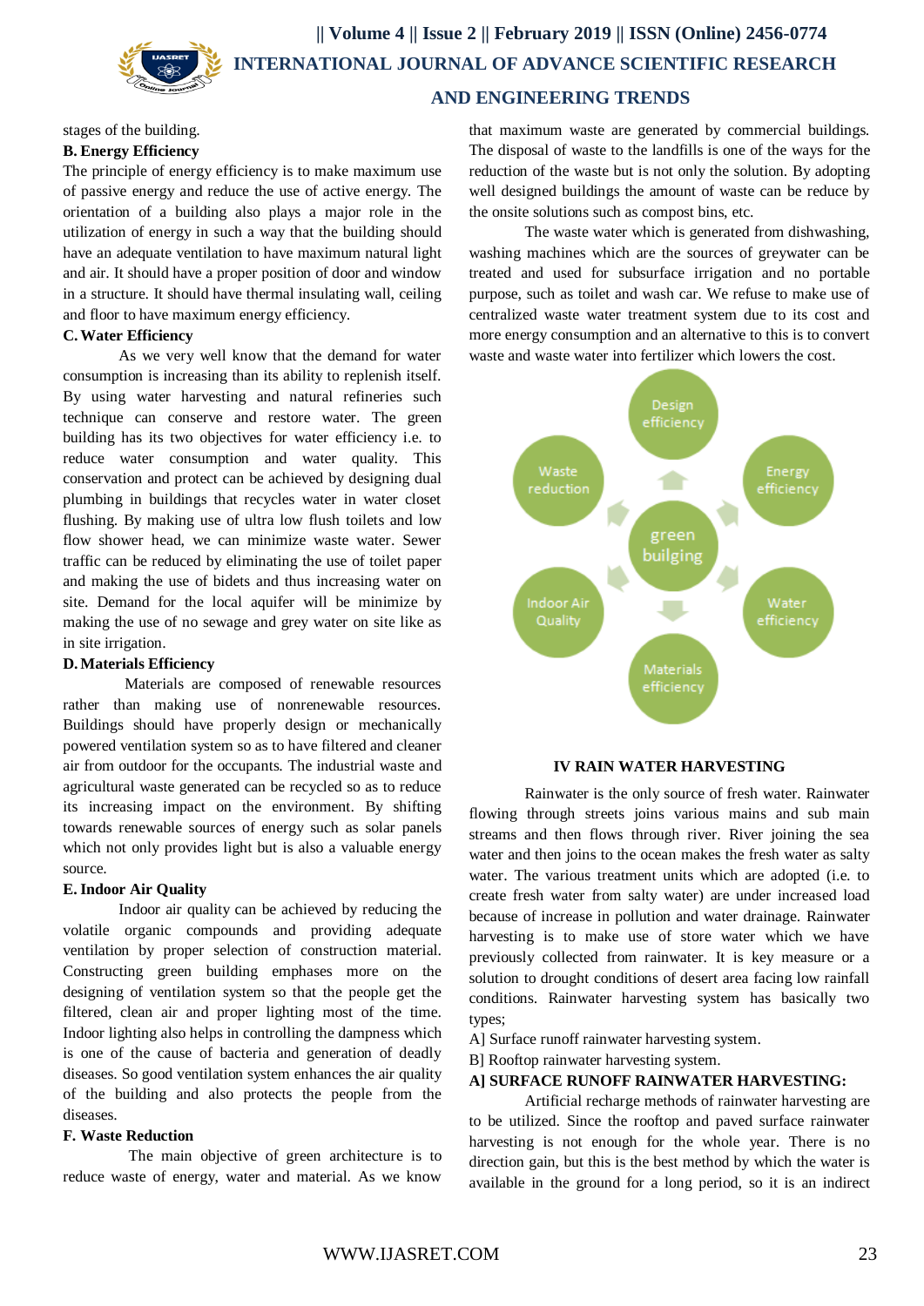stages of the building.

**B. Energy Efficiency**

The principle of energy efficiency is to make maximum use of passive energy and reduce the use of active energy. The orientation of a building also plays a major role in the utilization of energy in such a way that the building should have an adequate ventilation to have maximum natural light and air. It should have a proper position of door and window in a structure. It should have thermal insulating wall, ceiling and floor to have maximum energy efficiency.

**C. Water Efficiency**

As we very well know that the demand for water consumption is increasing than its ability to replenish itself. By using water harvesting and natural refineries such technique can conserve and restore water. The green building has its two objectives for water efficiency i.e. to reduce water consumption and water quality. This conservation and protect can be achieved by designing dual plumbing in buildings that recycles water in water closet flushing. By making use of ultra low flush toilets and low flow shower head, we can minimize waste water. Sewer traffic can be reduced by eliminating the use of toilet paper and making the use of bidets and thus increasing water on site. Demand for the local aquifer will be minimize by making the use of no sewage and grey water on site like as in site irrigation.

**D. Materials Efficiency**

Materials are composed of renewable resources rather than making use of nonrenewable resources. Buildings should have properly design or mechanically powered ventilation system so as to have filtered and cleaner air from outdoor for the occupants. The industrial waste and agricultural waste generated can be recycled so as to reduce its increasing impact on the environment. By shifting towards renewable sources of energy such as solar panels which not only provides light but is also a valuable energy source.

**E. Indoor Air Quality**

Indoor air quality can be achieved by reducing the volatile organic compounds and providing adequate ventilation by proper selection of construction material. Constructing green building emphases more on the designing of ventilation system so that the people get the filtered, clean air and proper lighting most of the time. Indoor lighting also helps in controlling the dampness which is one of the cause of bacteria and generation of deadly diseases. So good ventilation system enhances the air quality of the building and also protects the people from the diseases.

**F. Waste Reduction**

The main objective of green architecture is to reduce waste of energy, water and material. As we know that maximum waste are generated by commercial buildings. The disposal of waste to the landfills is one of the ways for the reduction of the waste but is not only the solution. By adopting well designed buildings the amount of waste can be reduce by the onsite solutions such as compost bins, etc.

The waste water which is generated from dishwashing, washing machines which are the sources of greywater can be treated and used for subsurface irrigation and no portable purpose, such as toilet and wash car. We refuse to make use of centralized waste water treatment system due to its cost and more energy consumption and an alternative to this is to convert waste and waste water into fertilizer which lowers the cost.

Design efficiency
Energy efficiency
Water efficiency
Materials efficiency
Indoor Air Quality
Waste reduction
green builging

## IV RAIN WATER HARVESTING

Rainwater is the only source of fresh water. Rainwater flowing through streets joins various mains and sub main streams and then flows through river. River joining the sea water and then joins to the ocean makes the fresh water as salty water. The various treatment units which are adopted (i.e. to create fresh water from salty water) are under increased load because of increase in pollution and water drainage. Rainwater harvesting is to make use of store water which we have previously collected from rainwater. It is key measure or a solution to drought conditions of desert area facing low rainfall conditions. Rainwater harvesting system has basically two types;

A] Surface runoff rainwater harvesting system.

B] Rooftop rainwater harvesting system.

**A] SURFACE RUNOFF RAINWATER HARVESTING:**

Artificial recharge methods of rainwater harvesting are to be utilized. Since the rooftop and paved surface rainwater harvesting is not enough for the whole year. There is no direction gain, but this is the best method by which the water is available in the ground for a long period, so it is an indirect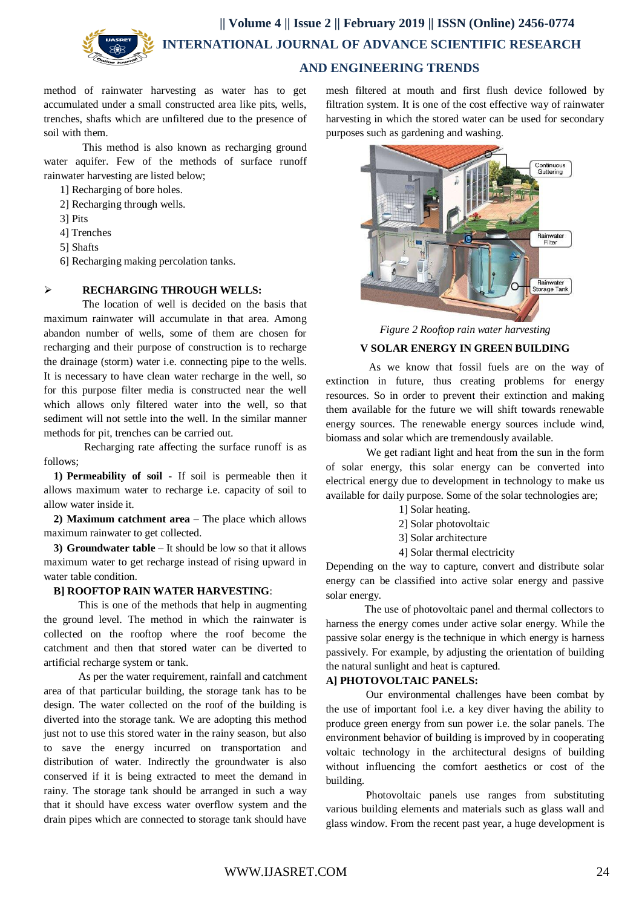method of rainwater harvesting as water has to get accumulated under a small constructed area like pits, wells, trenches, shafts which are unfiltered due to the presence of soil with them.

This method is also known as recharging ground water aquifer. Few of the methods of surface runoff rainwater harvesting are listed below;

1] Recharging of bore holes.
2] Recharging through wells.
3] Pits
4] Trenches
5] Shafts
6] Recharging making percolation tanks.

- **RECHARGING THROUGH WELLS:**

The location of well is decided on the basis that maximum rainwater will accumulate in that area. Among abandon number of wells, some of them are chosen for recharging and their purpose of construction is to recharge the drainage (storm) water i.e. connecting pipe to the wells. It is necessary to have clean water recharge in the well, so for this purpose filter media is constructed near the well which allows only filtered water into the well, so that sediment will not settle into the well. In the similar manner methods for pit, trenches can be carried out.

Recharging rate affecting the surface runoff is as follows;

**1) Permeability of soil** - If soil is permeable then it allows maximum water to recharge i.e. capacity of soil to allow water inside it.

**2) Maximum catchment area** – The place which allows maximum rainwater to get collected.

**3) Groundwater table** – It should be low so that it allows maximum water to get recharge instead of rising upward in water table condition.

**B] ROOFTOP RAIN WATER HARVESTING**:

This is one of the methods that help in augmenting the ground level. The method in which the rainwater is collected on the rooftop where the roof become the catchment and then that stored water can be diverted to artificial recharge system or tank.

As per the water requirement, rainfall and catchment area of that particular building, the storage tank has to be design. The water collected on the roof of the building is diverted into the storage tank. We are adopting this method just not to use this stored water in the rainy season, but also to save the energy incurred on transportation and distribution of water. Indirectly the groundwater is also conserved if it is being extracted to meet the demand in rainy. The storage tank should be arranged in such a way that it should have excess water overflow system and the drain pipes which are connected to storage tank should have mesh filtered at mouth and first flush device followed by filtration system. It is one of the cost effective way of rainwater harvesting in which the stored water can be used for secondary purposes such as gardening and washing.

*Figure 2 Rooftop rain water harvesting*

## V SOLAR ENERGY IN GREEN BUILDING

As we know that fossil fuels are on the way of extinction in future, thus creating problems for energy resources. So in order to prevent their extinction and making them available for the future we will shift towards renewable energy sources. The renewable energy sources include wind, biomass and solar which are tremendously available.

We get radiant light and heat from the sun in the form of solar energy, this solar energy can be converted into electrical energy due to development in technology to make us available for daily purpose. Some of the solar technologies are;

1] Solar heating.
2] Solar photovoltaic
3] Solar architecture
4] Solar thermal electricity

Depending on the way to capture, convert and distribute solar energy can be classified into active solar energy and passive solar energy.

The use of photovoltaic panel and thermal collectors to harness the energy comes under active solar energy. While the passive solar energy is the technique in which energy is harness passively. For example, by adjusting the orientation of building the natural sunlight and heat is captured.

**A] PHOTOVOLTAIC PANELS:**

Our environmental challenges have been combat by the use of important fool i.e. a key diver having the ability to produce green energy from sun power i.e. the solar panels. The environment behavior of building is improved by in cooperating voltaic technology in the architectural designs of building without influencing the comfort aesthetics or cost of the building.

Photovoltaic panels use ranges from substituting various building elements and materials such as glass wall and glass window. From the recent past year, a huge development is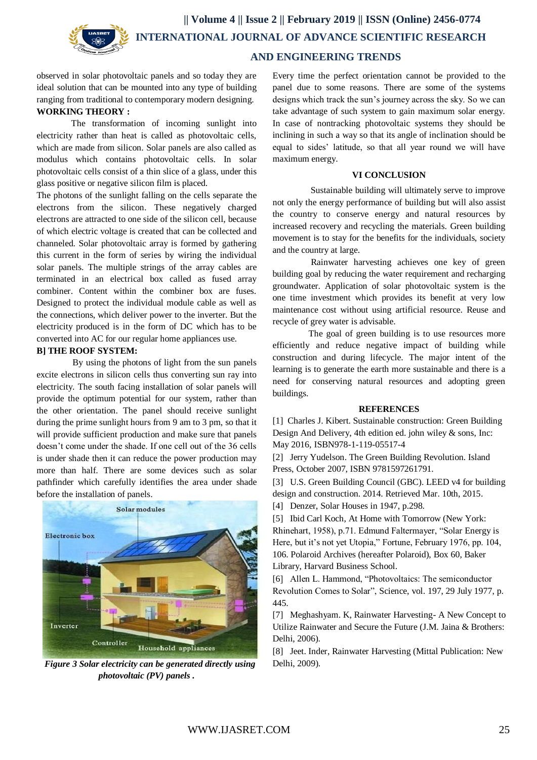observed in solar photovoltaic panels and so today they are ideal solution that can be mounted into any type of building ranging from traditional to contemporary modern designing.

**WORKING THEORY :**

The transformation of incoming sunlight into electricity rather than heat is called as photovoltaic cells, which are made from silicon. Solar panels are also called as modulus which contains photovoltaic cells. In solar photovoltaic cells consist of a thin slice of a glass, under this glass positive or negative silicon film is placed.

The photons of the sunlight falling on the cells separate the electrons from the silicon. These negatively charged electrons are attracted to one side of the silicon cell, because of which electric voltage is created that can be collected and channeled. Solar photovoltaic array is formed by gathering this current in the form of series by wiring the individual solar panels. The multiple strings of the array cables are terminated in an electrical box called as fused array combiner. Content within the combiner box are fuses. Designed to protect the individual module cable as well as the connections, which deliver power to the inverter. But the electricity produced is in the form of DC which has to be converted into AC for our regular home appliances use.

**B] THE ROOF SYSTEM:**

By using the photons of light from the sun panels excite electrons in silicon cells thus converting sun ray into electricity. The south facing installation of solar panels will provide the optimum potential for our system, rather than the other orientation. The panel should receive sunlight during the prime sunlight hours from 9 am to 3 pm, so that it will provide sufficient production and make sure that panels doesn't come under the shade. If one cell out of the 36 cells is under shade then it can reduce the power production may more than half. There are some devices such as solar pathfinder which carefully identifies the area under shade before the installation of panels.

*Figure 3 Solar electricity can be generated directly using photovoltaic (PV) panels .*

Every time the perfect orientation cannot be provided to the panel due to some reasons. There are some of the systems designs which track the sun's journey across the sky. So we can take advantage of such system to gain maximum solar energy. In case of nontracking photovoltaic systems they should be inclining in such a way so that its angle of inclination should be equal to sides' latitude, so that all year round we will have maximum energy.

## VI CONCLUSION

Sustainable building will ultimately serve to improve not only the energy performance of building but will also assist the country to conserve energy and natural resources by increased recovery and recycling the materials. Green building movement is to stay for the benefits for the individuals, society and the country at large.

Rainwater harvesting achieves one key of green building goal by reducing the water requirement and recharging groundwater. Application of solar photovoltaic system is the one time investment which provides its benefit at very low maintenance cost without using artificial resource. Reuse and recycle of grey water is advisable.

The goal of green building is to use resources more efficiently and reduce negative impact of building while construction and during lifecycle. The major intent of the learning is to generate the earth more sustainable and there is a need for conserving natural resources and adopting green buildings.

## REFERENCES

[1] Charles J. Kibert. Sustainable construction: Green Building Design And Delivery, 4th edition ed. john wiley & sons, Inc: May 2016, ISBN978-1-119-05517-4

[2] Jerry Yudelson. The Green Building Revolution. Island Press, October 2007, ISBN 9781597261791.

[3] U.S. Green Building Council (GBC). LEED v4 for building design and construction. 2014. Retrieved Mar. 10th, 2015.

[4] Denzer, Solar Houses in 1947, p.298.

[5] Ibid Carl Koch, At Home with Tomorrow (New York: Rhinehart, 1958), p.71. Edmund Faltermayer, "Solar Energy is Here, but it's not yet Utopia," Fortune, February 1976, pp. 104, 106. Polaroid Archives (hereafter Polaroid), Box 60, Baker Library, Harvard Business School.

[6] Allen L. Hammond, "Photovoltaics: The semiconductor Revolution Comes to Solar", Science, vol. 197, 29 July 1977, p. 445.

[7] Meghashyam. K, Rainwater Harvesting- A New Concept to Utilize Rainwater and Secure the Future (J.M. Jaina & Brothers: Delhi, 2006).

[8] Jeet. Inder, Rainwater Harvesting (Mittal Publication: New Delhi, 2009).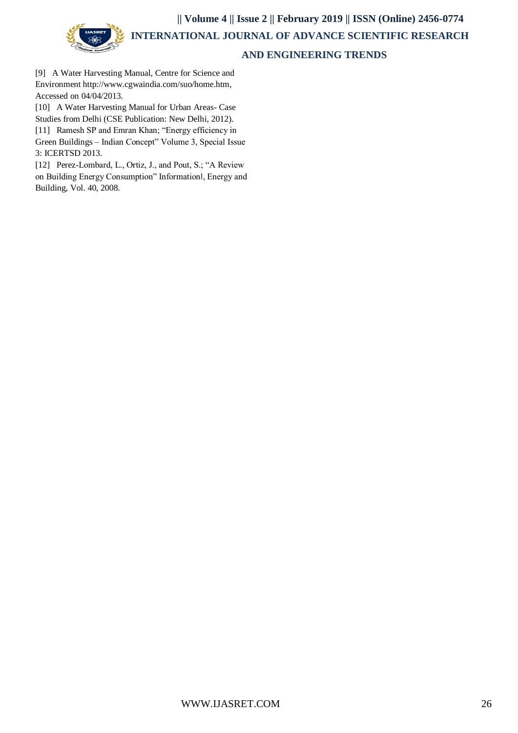[9] A Water Harvesting Manual, Centre for Science and Environment http://www.cgwaindia.com/suo/home.htm, Accessed on 04/04/2013.

[10] A Water Harvesting Manual for Urban Areas- Case Studies from Delhi (CSE Publication: New Delhi, 2012).

[11] Ramesh SP and Emran Khan; "Energy efficiency in Green Buildings – Indian Concept" Volume 3, Special Issue 3: ICERTSD 2013.

[12] Perez-Lombard, L., Ortiz, J., and Pout, S.; "A Review on Building Energy Consumption" Information‖, Energy and Building, Vol. 40, 2008.